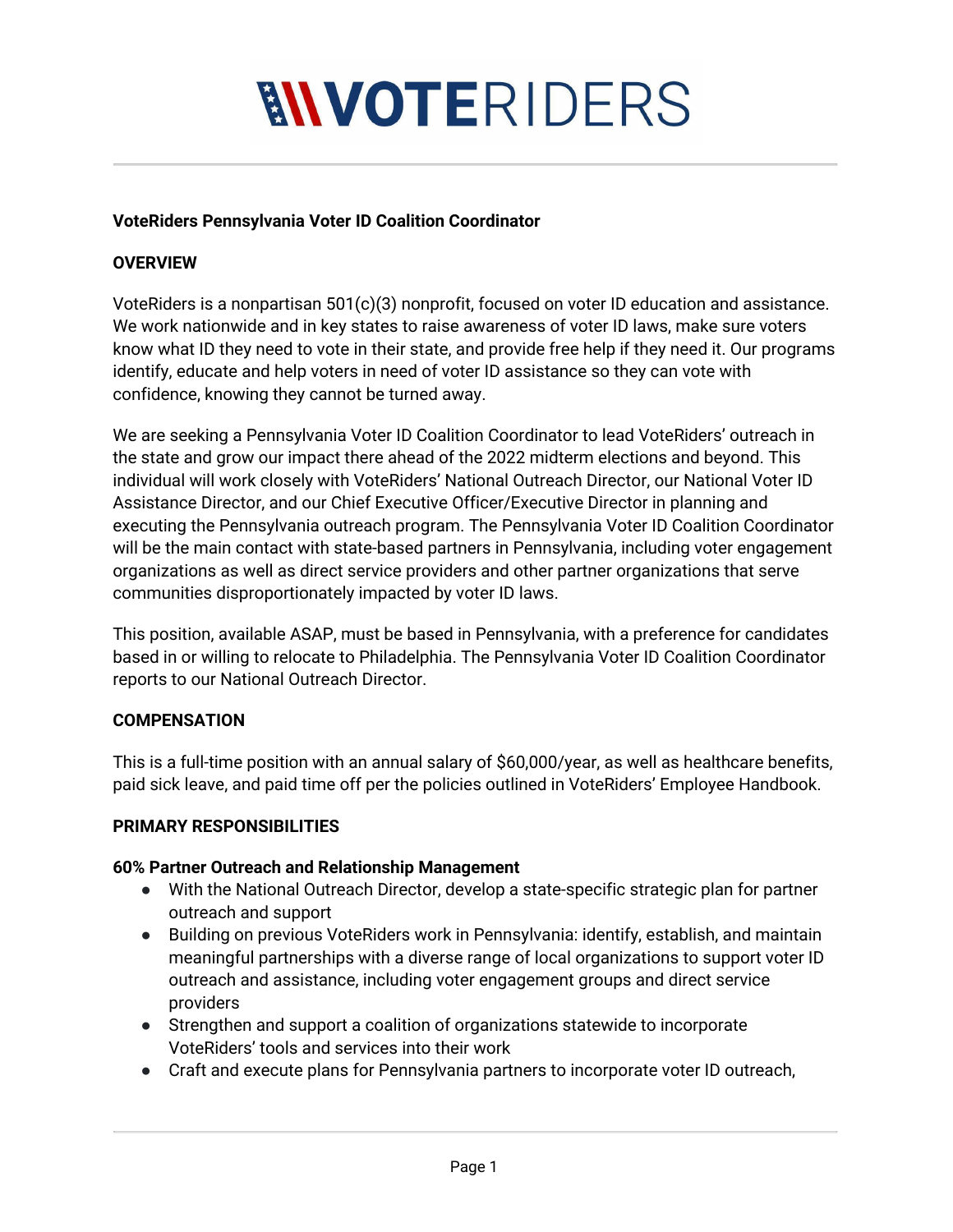# VOTERIDERS

**VoteRiders Pennsylvania Voter ID Coalition Coordinator**

**OVERVIEW**

VoteRiders is a nonpartisan 501(c)(3) nonprofit, focused on voter ID education and assistance. We work nationwide and in key states to raise awareness of voter ID laws, make sure voters know what ID they need to vote in their state, and provide free help if they need it. Our programs identify, educate and help voters in need of voter ID assistance so they can vote with confidence, knowing they cannot be turned away.

We are seeking a Pennsylvania Voter ID Coalition Coordinator to lead VoteRiders' outreach in the state and grow our impact there ahead of the 2022 midterm elections and beyond. This individual will work closely with VoteRiders' National Outreach Director, our National Voter ID Assistance Director, and our Chief Executive Officer/Executive Director in planning and executing the Pennsylvania outreach program. The Pennsylvania Voter ID Coalition Coordinator will be the main contact with state-based partners in Pennsylvania, including voter engagement organizations as well as direct service providers and other partner organizations that serve communities disproportionately impacted by voter ID laws.

This position, available ASAP, must be based in Pennsylvania, with a preference for candidates based in or willing to relocate to Philadelphia. The Pennsylvania Voter ID Coalition Coordinator reports to our National Outreach Director.

**COMPENSATION**

This is a full-time position with an annual salary of $60,000/year, as well as healthcare benefits, paid sick leave, and paid time off per the policies outlined in VoteRiders' Employee Handbook.

**PRIMARY RESPONSIBILITIES**

**60% Partner Outreach and Relationship Management**

- With the National Outreach Director, develop a state-specific strategic plan for partner outreach and support
- Building on previous VoteRiders work in Pennsylvania: identify, establish, and maintain meaningful partnerships with a diverse range of local organizations to support voter ID outreach and assistance, including voter engagement groups and direct service providers
- Strengthen and support a coalition of organizations statewide to incorporate VoteRiders' tools and services into their work
- Craft and execute plans for Pennsylvania partners to incorporate voter ID outreach,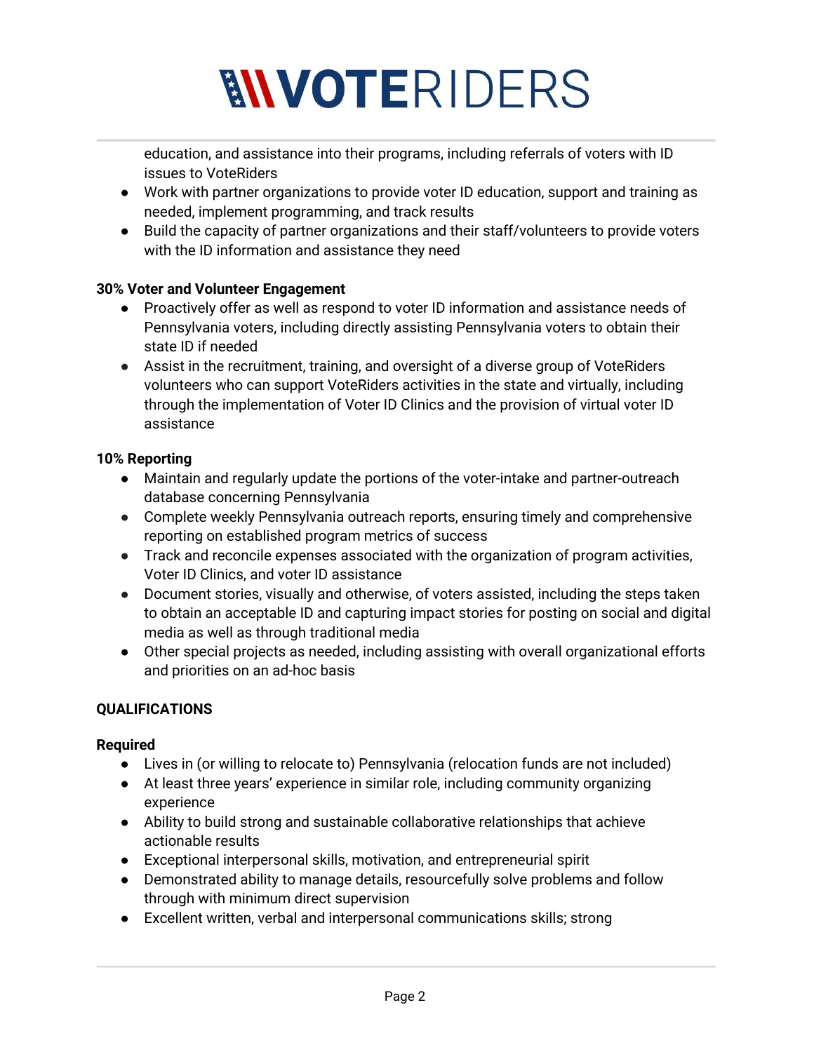education, and assistance into their programs, including referrals of voters with ID issues to VoteRiders

- Work with partner organizations to provide voter ID education, support and training as needed, implement programming, and track results
- Build the capacity of partner organizations and their staff/volunteers to provide voters with the ID information and assistance they need

**30% Voter and Volunteer Engagement**

- Proactively offer as well as respond to voter ID information and assistance needs of Pennsylvania voters, including directly assisting Pennsylvania voters to obtain their state ID if needed
- Assist in the recruitment, training, and oversight of a diverse group of VoteRiders volunteers who can support VoteRiders activities in the state and virtually, including through the implementation of Voter ID Clinics and the provision of virtual voter ID assistance

**10% Reporting**

- Maintain and regularly update the portions of the voter-intake and partner-outreach database concerning Pennsylvania
- Complete weekly Pennsylvania outreach reports, ensuring timely and comprehensive reporting on established program metrics of success
- Track and reconcile expenses associated with the organization of program activities, Voter ID Clinics, and voter ID assistance
- Document stories, visually and otherwise, of voters assisted, including the steps taken to obtain an acceptable ID and capturing impact stories for posting on social and digital media as well as through traditional media
- Other special projects as needed, including assisting with overall organizational efforts and priorities on an ad-hoc basis

## QUALIFICATIONS

**Required**

- Lives in (or willing to relocate to) Pennsylvania (relocation funds are not included)
- At least three years' experience in similar role, including community organizing experience
- Ability to build strong and sustainable collaborative relationships that achieve actionable results
- Exceptional interpersonal skills, motivation, and entrepreneurial spirit
- Demonstrated ability to manage details, resourcefully solve problems and follow through with minimum direct supervision
- Excellent written, verbal and interpersonal communications skills; strong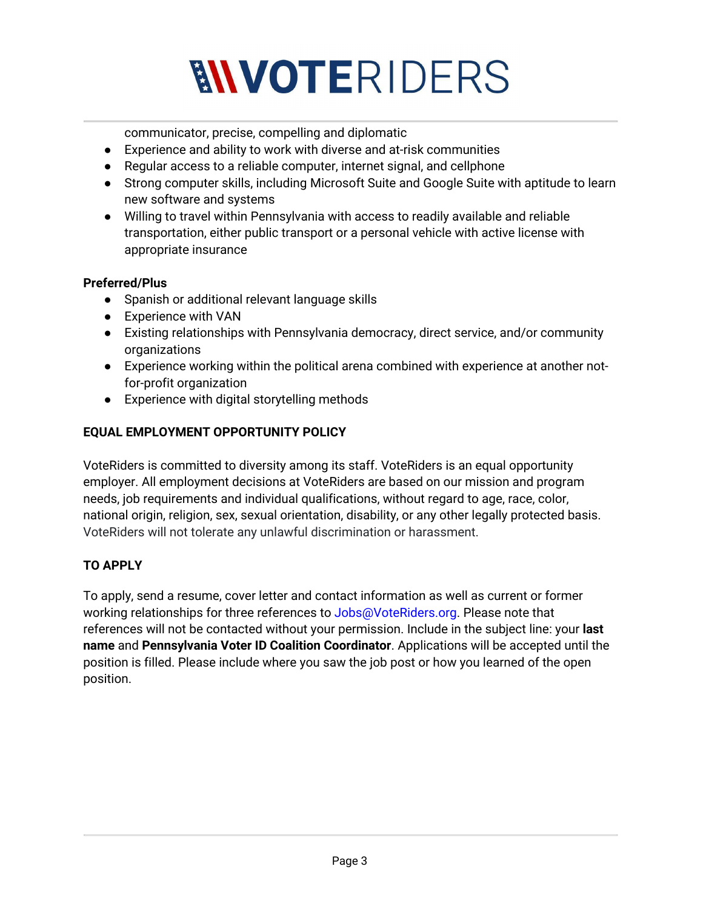communicator, precise, compelling and diplomatic

- Experience and ability to work with diverse and at-risk communities
- Regular access to a reliable computer, internet signal, and cellphone
- Strong computer skills, including Microsoft Suite and Google Suite with aptitude to learn new software and systems
- Willing to travel within Pennsylvania with access to readily available and reliable transportation, either public transport or a personal vehicle with active license with appropriate insurance

**Preferred/Plus**

- Spanish or additional relevant language skills
- Experience with VAN
- Existing relationships with Pennsylvania democracy, direct service, and/or community organizations
- Experience working within the political arena combined with experience at another not-for-profit organization
- Experience with digital storytelling methods

**EQUAL EMPLOYMENT OPPORTUNITY POLICY**

VoteRiders is committed to diversity among its staff. VoteRiders is an equal opportunity employer. All employment decisions at VoteRiders are based on our mission and program needs, job requirements and individual qualifications, without regard to age, race, color, national origin, religion, sex, sexual orientation, disability, or any other legally protected basis. VoteRiders will not tolerate any unlawful discrimination or harassment.

**TO APPLY**

To apply, send a resume, cover letter and contact information as well as current or former working relationships for three references to Jobs@VoteRiders.org. Please note that references will not be contacted without your permission. Include in the subject line: your **last name** and **Pennsylvania Voter ID Coalition Coordinator**. Applications will be accepted until the position is filled. Please include where you saw the job post or how you learned of the open position.